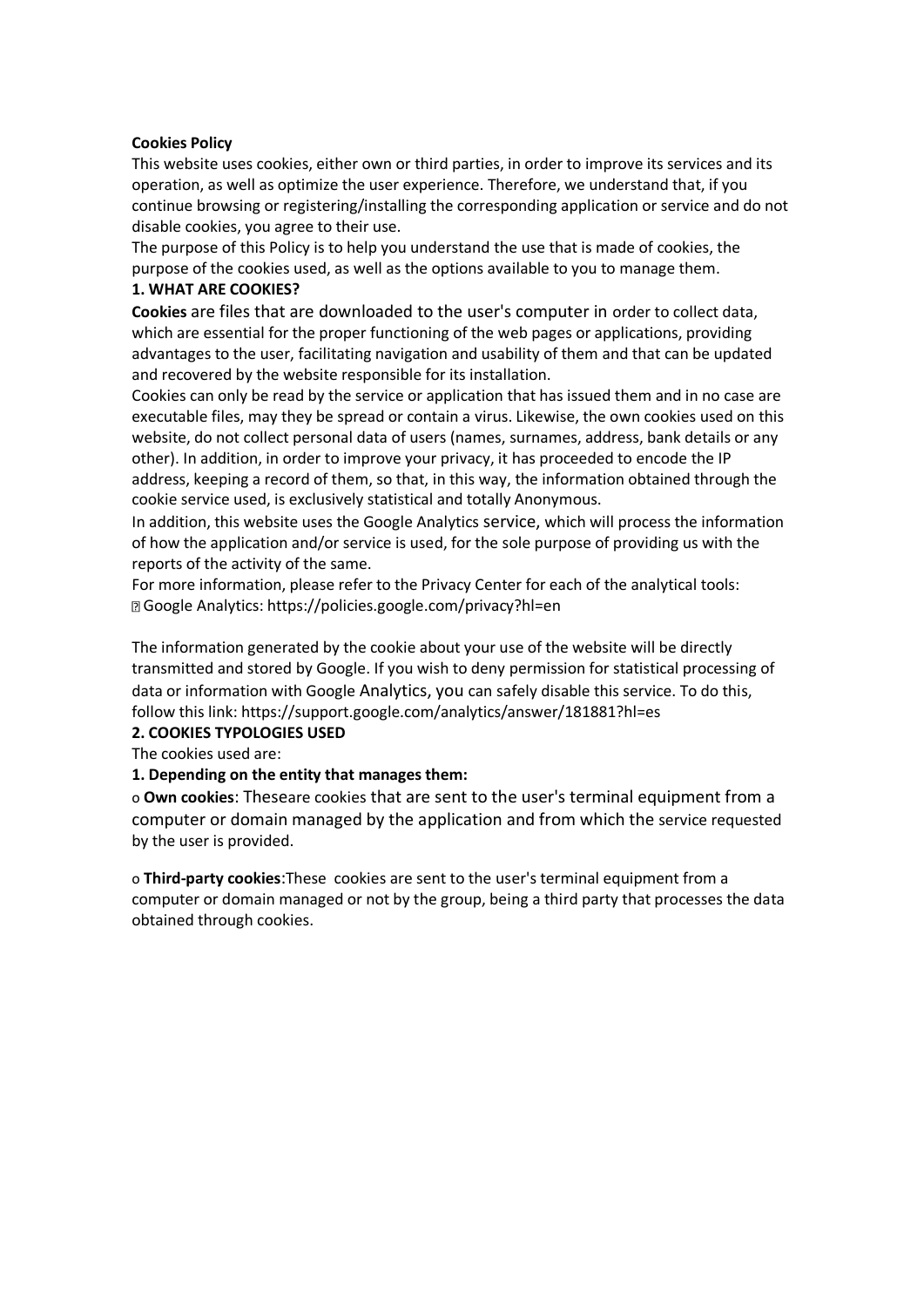**Cookies Policy**

This website uses cookies, either own or third parties, in order to improve its services and its operation, as well as optimize the user experience. Therefore, we understand that, if you continue browsing or registering/installing the corresponding application or service and do not disable cookies, you agree to their use.

The purpose of this Policy is to help you understand the use that is made of cookies, the purpose of the cookies used, as well as the options available to you to manage them.

**1. WHAT ARE COOKIES?**

**Cookies** are files that are downloaded to the user's computer in order to collect data, which are essential for the proper functioning of the web pages or applications, providing advantages to the user, facilitating navigation and usability of them and that can be updated and recovered by the website responsible for its installation.

Cookies can only be read by the service or application that has issued them and in no case are executable files, may they be spread or contain a virus. Likewise, the own cookies used on this website, do not collect personal data of users (names, surnames, address, bank details or any other). In addition, in order to improve your privacy, it has proceeded to encode the IP address, keeping a record of them, so that, in this way, the information obtained through the cookie service used, is exclusively statistical and totally Anonymous.

In addition, this website uses the Google Analytics service, which will process the information of how the application and/or service is used, for the sole purpose of providing us with the reports of the activity of the same.

For more information, please refer to the Privacy Center for each of the analytical tools:

- Google Analytics: https://policies.google.com/privacy?hl=en

The information generated by the cookie about your use of the website will be directly transmitted and stored by Google. If you wish to deny permission for statistical processing of data or information with Google Analytics, you can safely disable this service. To do this, follow this link: https://support.google.com/analytics/answer/181881?hl=es

**2. COOKIES TYPOLOGIES USED**

The cookies used are:

**1. Depending on the entity that manages them:**

- **Own cookies**: Theseare cookies that are sent to the user's terminal equipment from a computer or domain managed by the application and from which the service requested by the user is provided.

- **Third-party cookies**:These cookies are sent to the user's terminal equipment from a computer or domain managed or not by the group, being a third party that processes the data obtained through cookies.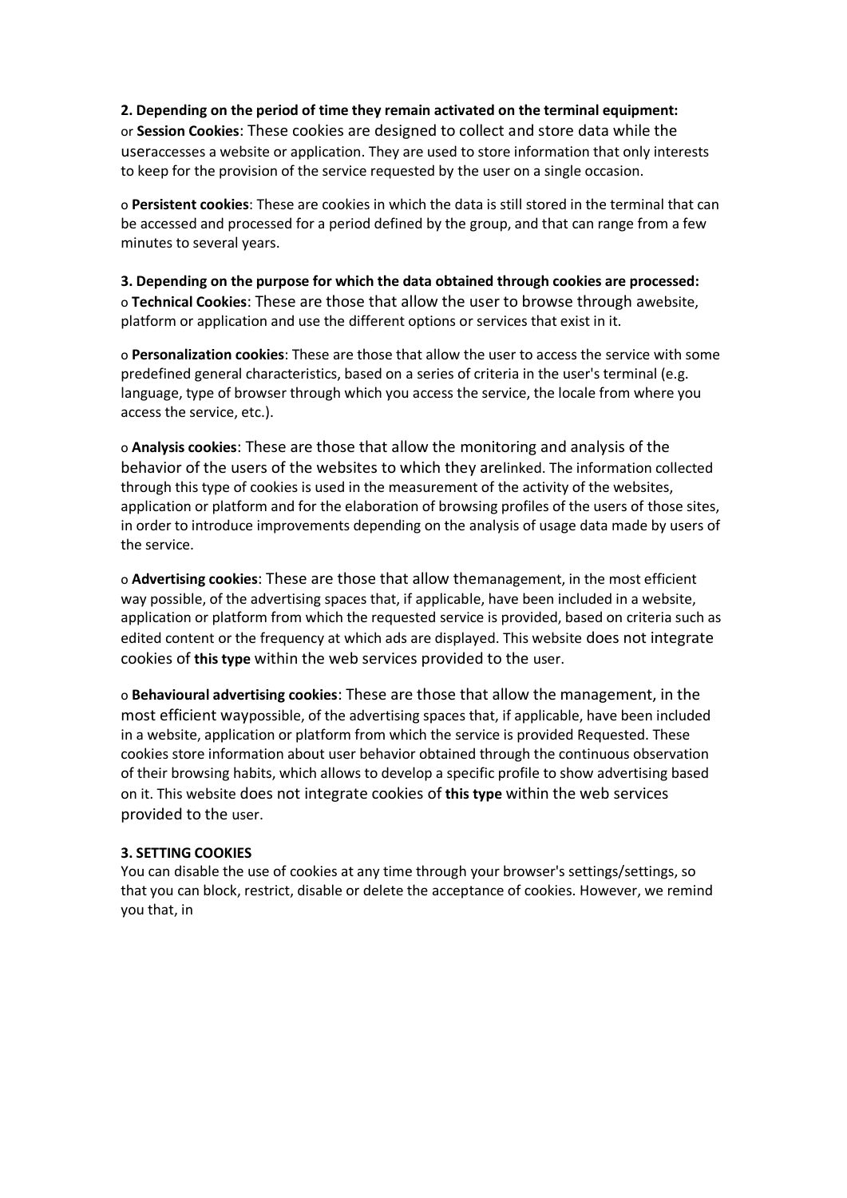**2. Depending on the period of time they remain activated on the terminal equipment:**

or **Session Cookies**: These cookies are designed to collect and store data while the useraccesses a website or application. They are used to store information that only interests to keep for the provision of the service requested by the user on a single occasion.

o **Persistent cookies**: These are cookies in which the data is still stored in the terminal that can be accessed and processed for a period defined by the group, and that can range from a few minutes to several years.

**3. Depending on the purpose for which the data obtained through cookies are processed:**

o **Technical Cookies**: These are those that allow the user to browse through awebsite, platform or application and use the different options or services that exist in it.

o **Personalization cookies**: These are those that allow the user to access the service with some predefined general characteristics, based on a series of criteria in the user's terminal (e.g. language, type of browser through which you access the service, the locale from where you access the service, etc.).

o **Analysis cookies**: These are those that allow the monitoring and analysis of the behavior of the users of the websites to which they arelinked. The information collected through this type of cookies is used in the measurement of the activity of the websites, application or platform and for the elaboration of browsing profiles of the users of those sites, in order to introduce improvements depending on the analysis of usage data made by users of the service.

o **Advertising cookies**: These are those that allow themanagement, in the most efficient way possible, of the advertising spaces that, if applicable, have been included in a website, application or platform from which the requested service is provided, based on criteria such as edited content or the frequency at which ads are displayed. This website does not integrate cookies of **this type** within the web services provided to the user.

o **Behavioural advertising cookies**: These are those that allow the management, in the most efficient waypossible, of the advertising spaces that, if applicable, have been included in a website, application or platform from which the service is provided Requested. These cookies store information about user behavior obtained through the continuous observation of their browsing habits, which allows to develop a specific profile to show advertising based on it. This website does not integrate cookies of **this type** within the web services provided to the user.

**3. SETTING COOKIES**

You can disable the use of cookies at any time through your browser's settings/settings, so that you can block, restrict, disable or delete the acceptance of cookies. However, we remind you that, in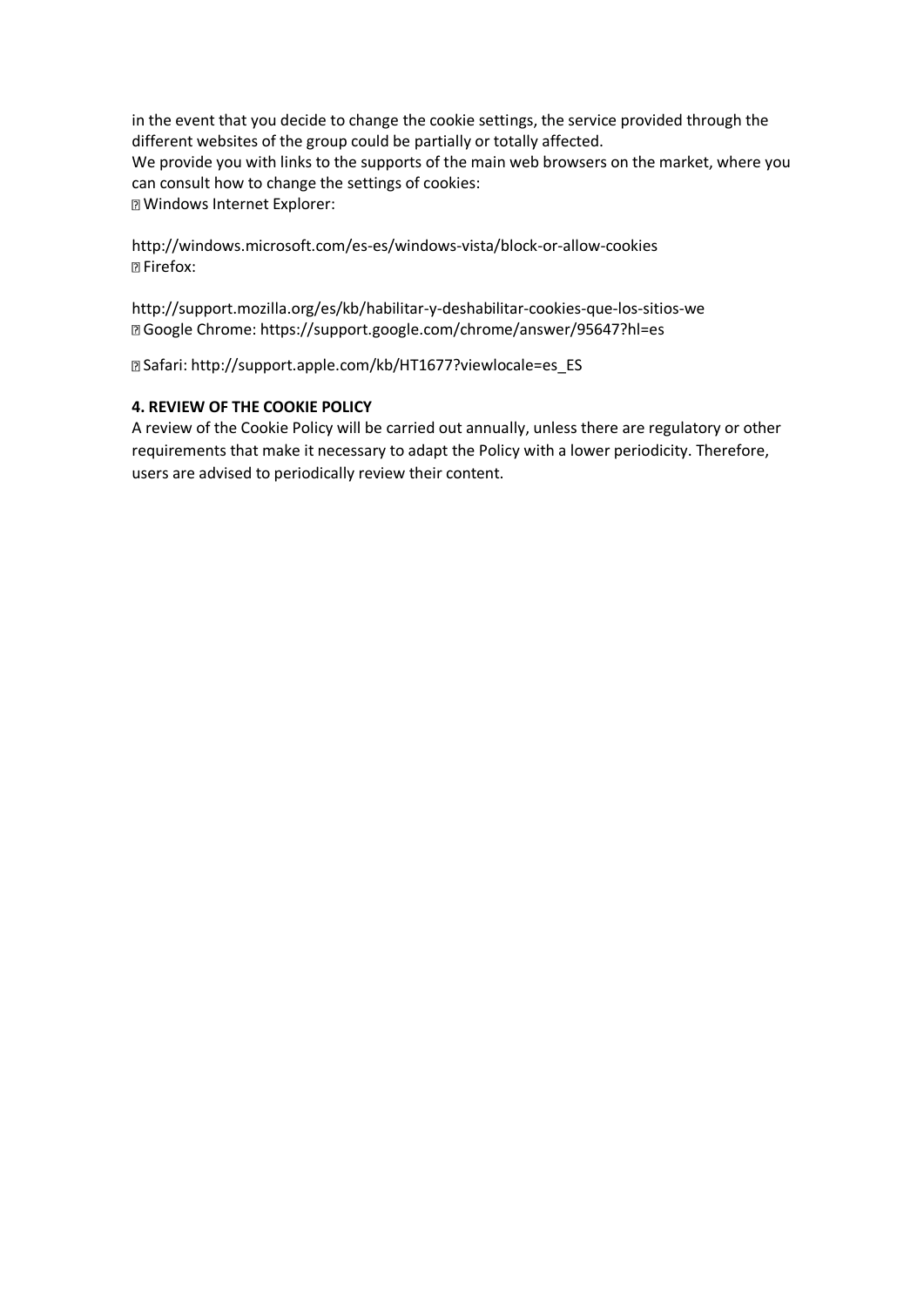in the event that you decide to change the cookie settings, the service provided through the different websites of the group could be partially or totally affected.

We provide you with links to the supports of the main web browsers on the market, where you can consult how to change the settings of cookies:

- Windows Internet Explorer:

  http://windows.microsoft.com/es-es/windows-vista/block-or-allow-cookies
- Firefox:

  http://support.mozilla.org/es/kb/habilitar-y-deshabilitar-cookies-que-los-sitios-we
- Google Chrome: https://support.google.com/chrome/answer/95647?hl=es
- Safari: http://support.apple.com/kb/HT1677?viewlocale=es_ES

**4. REVIEW OF THE COOKIE POLICY**

A review of the Cookie Policy will be carried out annually, unless there are regulatory or other requirements that make it necessary to adapt the Policy with a lower periodicity. Therefore, users are advised to periodically review their content.